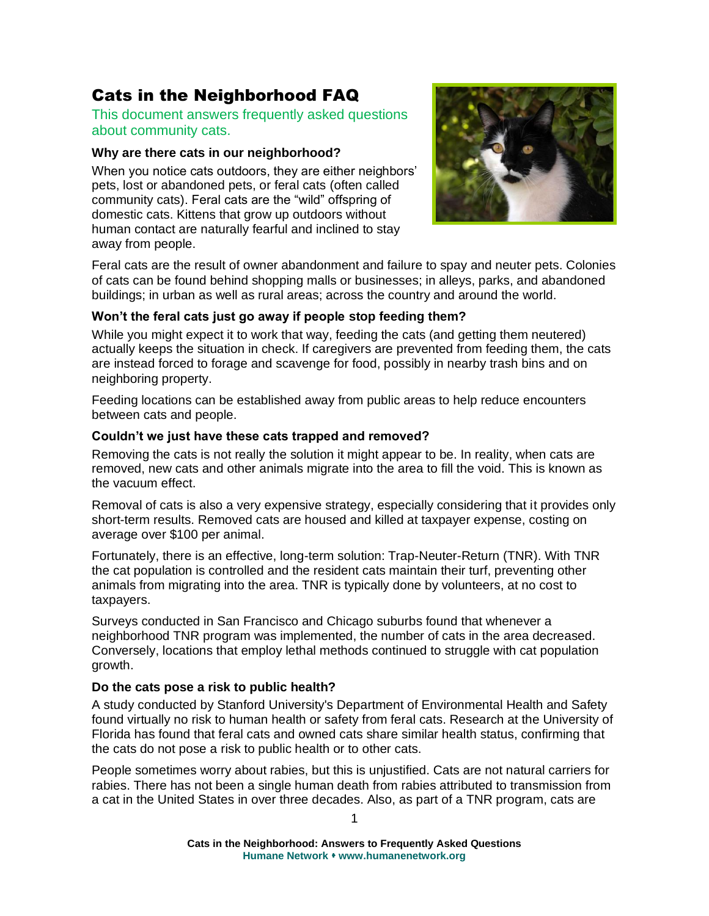# Cats in the Neighborhood FAQ

This document answers frequently asked questions about community cats.

### Why are there cats in our neighborhood?

When you notice cats outdoors, they are either neighbors' pets, lost or abandoned pets, or feral cats (often called community cats). Feral cats are the "wild" offspring of domestic cats. Kittens that grow up outdoors without human contact are naturally fearful and inclined to stay away from people.

Feral cats are the result of owner abandonment and failure to spay and neuter pets. Colonies of cats can be found behind shopping malls or businesses; in alleys, parks, and abandoned buildings; in urban as well as rural areas; across the country and around the world.

### Won't the feral cats just go away if people stop feeding them?

While you might expect it to work that way, feeding the cats (and getting them neutered) actually keeps the situation in check. If caregivers are prevented from feeding them, the cats are instead forced to forage and scavenge for food, possibly in nearby trash bins and on neighboring property.

Feeding locations can be established away from public areas to help reduce encounters between cats and people.

### Couldn't we just have these cats trapped and removed?

Removing the cats is not really the solution it might appear to be. In reality, when cats are removed, new cats and other animals migrate into the area to fill the void. This is known as the vacuum effect.

Removal of cats is also a very expensive strategy, especially considering that it provides only short-term results. Removed cats are housed and killed at taxpayer expense, costing on average over $100 per animal.

Fortunately, there is an effective, long-term solution: Trap-Neuter-Return (TNR). With TNR the cat population is controlled and the resident cats maintain their turf, preventing other animals from migrating into the area. TNR is typically done by volunteers, at no cost to taxpayers.

Surveys conducted in San Francisco and Chicago suburbs found that whenever a neighborhood TNR program was implemented, the number of cats in the area decreased. Conversely, locations that employ lethal methods continued to struggle with cat population growth.

### Do the cats pose a risk to public health?

A study conducted by Stanford University's Department of Environmental Health and Safety found virtually no risk to human health or safety from feral cats. Research at the University of Florida has found that feral cats and owned cats share similar health status, confirming that the cats do not pose a risk to public health or to other cats.

People sometimes worry about rabies, but this is unjustified. Cats are not natural carriers for rabies. There has not been a single human death from rabies attributed to transmission from a cat in the United States in over three decades. Also, as part of a TNR program, cats are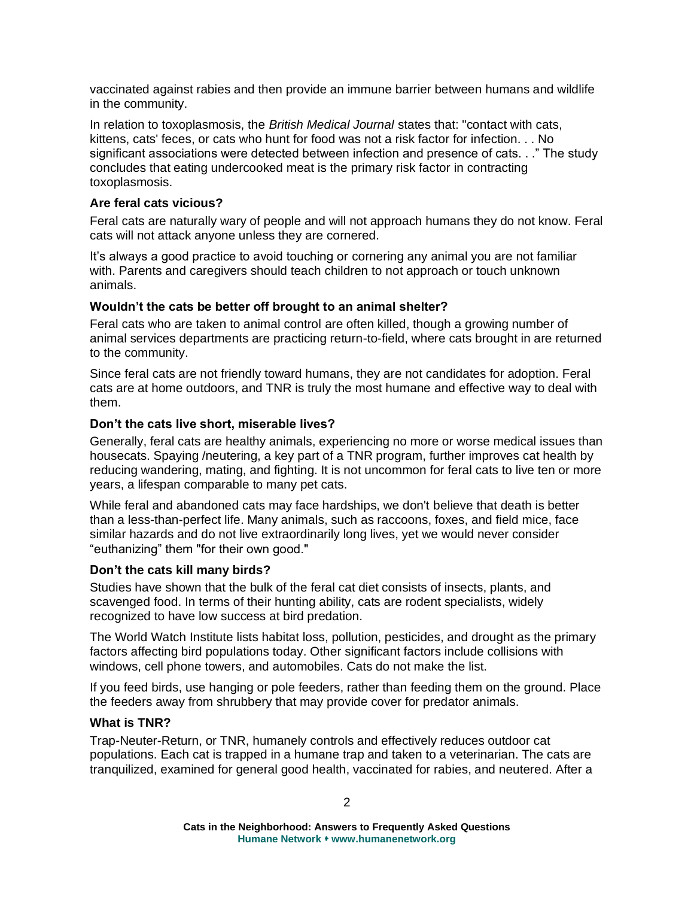vaccinated against rabies and then provide an immune barrier between humans and wildlife in the community.

In relation to toxoplasmosis, the *British Medical Journal* states that: "contact with cats, kittens, cats' feces, or cats who hunt for food was not a risk factor for infection. . . No significant associations were detected between infection and presence of cats. . ." The study concludes that eating undercooked meat is the primary risk factor in contracting toxoplasmosis.

**Are feral cats vicious?**

Feral cats are naturally wary of people and will not approach humans they do not know. Feral cats will not attack anyone unless they are cornered.

It's always a good practice to avoid touching or cornering any animal you are not familiar with. Parents and caregivers should teach children to not approach or touch unknown animals.

**Wouldn't the cats be better off brought to an animal shelter?**

Feral cats who are taken to animal control are often killed, though a growing number of animal services departments are practicing return-to-field, where cats brought in are returned to the community.

Since feral cats are not friendly toward humans, they are not candidates for adoption. Feral cats are at home outdoors, and TNR is truly the most humane and effective way to deal with them.

**Don't the cats live short, miserable lives?**

Generally, feral cats are healthy animals, experiencing no more or worse medical issues than housecats. Spaying /neutering, a key part of a TNR program, further improves cat health by reducing wandering, mating, and fighting. It is not uncommon for feral cats to live ten or more years, a lifespan comparable to many pet cats.

While feral and abandoned cats may face hardships, we don't believe that death is better than a less-than-perfect life. Many animals, such as raccoons, foxes, and field mice, face similar hazards and do not live extraordinarily long lives, yet we would never consider "euthanizing" them "for their own good."

**Don't the cats kill many birds?**

Studies have shown that the bulk of the feral cat diet consists of insects, plants, and scavenged food. In terms of their hunting ability, cats are rodent specialists, widely recognized to have low success at bird predation.

The World Watch Institute lists habitat loss, pollution, pesticides, and drought as the primary factors affecting bird populations today. Other significant factors include collisions with windows, cell phone towers, and automobiles. Cats do not make the list.

If you feed birds, use hanging or pole feeders, rather than feeding them on the ground. Place the feeders away from shrubbery that may provide cover for predator animals.

**What is TNR?**

Trap-Neuter-Return, or TNR, humanely controls and effectively reduces outdoor cat populations. Each cat is trapped in a humane trap and taken to a veterinarian. The cats are tranquilized, examined for general good health, vaccinated for rabies, and neutered. After a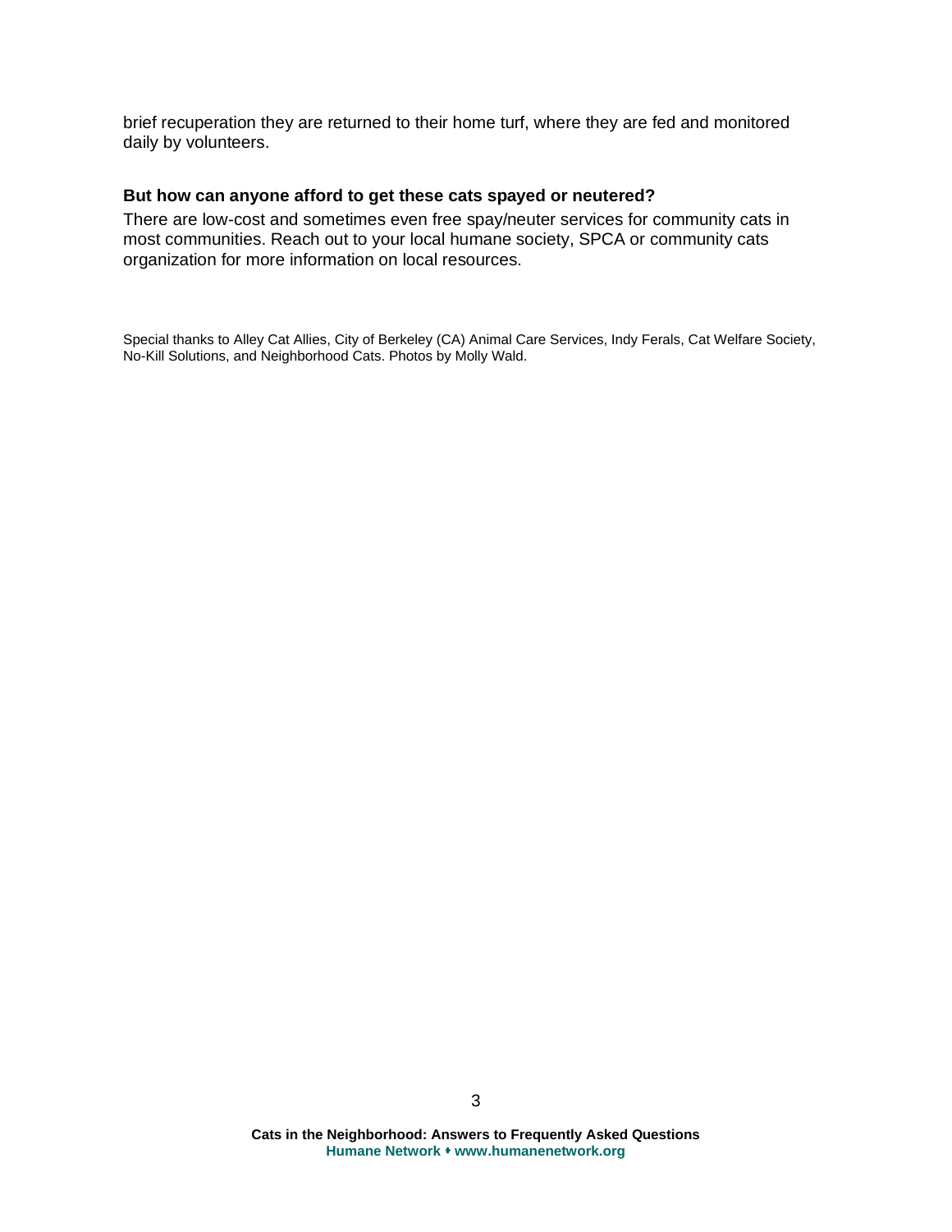brief recuperation they are returned to their home turf, where they are fed and monitored daily by volunteers.

### But how can anyone afford to get these cats spayed or neutered?

There are low-cost and sometimes even free spay/neuter services for community cats in most communities. Reach out to your local humane society, SPCA or community cats organization for more information on local resources.

Special thanks to Alley Cat Allies, City of Berkeley (CA) Animal Care Services, Indy Ferals, Cat Welfare Society, No-Kill Solutions, and Neighborhood Cats. Photos by Molly Wald.